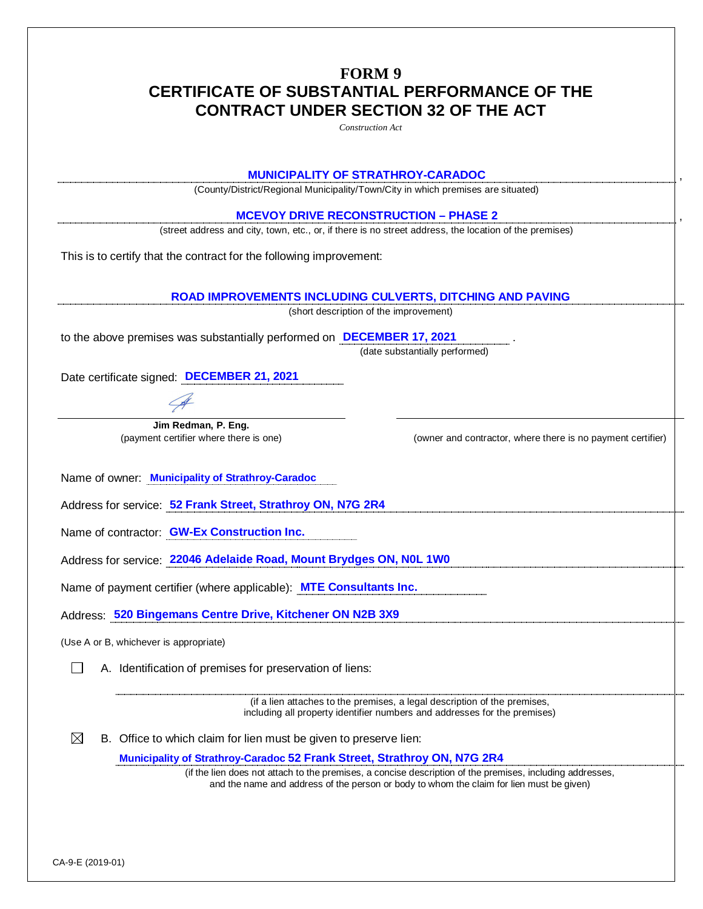# FORM 9
# CERTIFICATE OF SUBSTANTIAL PERFORMANCE OF THE CONTRACT UNDER SECTION 32 OF THE ACT

*Construction Act*

**MUNICIPALITY OF STRATHROY-CARADOC** ,
(County/District/Regional Municipality/Town/City in which premises are situated)

**MCEVOY DRIVE RECONSTRUCTION – PHASE 2** ,
(street address and city, town, etc., or, if there is no street address, the location of the premises)

This is to certify that the contract for the following improvement:

**ROAD IMPROVEMENTS INCLUDING CULVERTS, DITCHING AND PAVING**
(short description of the improvement)

to the above premises was substantially performed on **DECEMBER 17, 2021** .
(date substantially performed)

Date certificate signed: **DECEMBER 21, 2021**

**Jim Redman, P. Eng.**
(payment certifier where there is one)

(owner and contractor, where there is no payment certifier)

Name of owner: **Municipality of Strathroy-Caradoc**

Address for service: **52 Frank Street, Strathroy ON, N7G 2R4**

Name of contractor: **GW-Ex Construction Inc.**

Address for service: **22046 Adelaide Road, Mount Brydges ON, N0L 1W0**

Name of payment certifier (where applicable): **MTE Consultants Inc.**

Address: **520 Bingemans Centre Drive, Kitchener ON N2B 3X9**

(Use A or B, whichever is appropriate)

☐ A. Identification of premises for preservation of liens:

(if a lien attaches to the premises, a legal description of the premises, including all property identifier numbers and addresses for the premises)

☒ B. Office to which claim for lien must be given to preserve lien:

**Municipality of Strathroy-Caradoc 52 Frank Street, Strathroy ON, N7G 2R4**
(if the lien does not attach to the premises, a concise description of the premises, including addresses, and the name and address of the person or body to whom the claim for lien must be given)

CA-9-E (2019-01)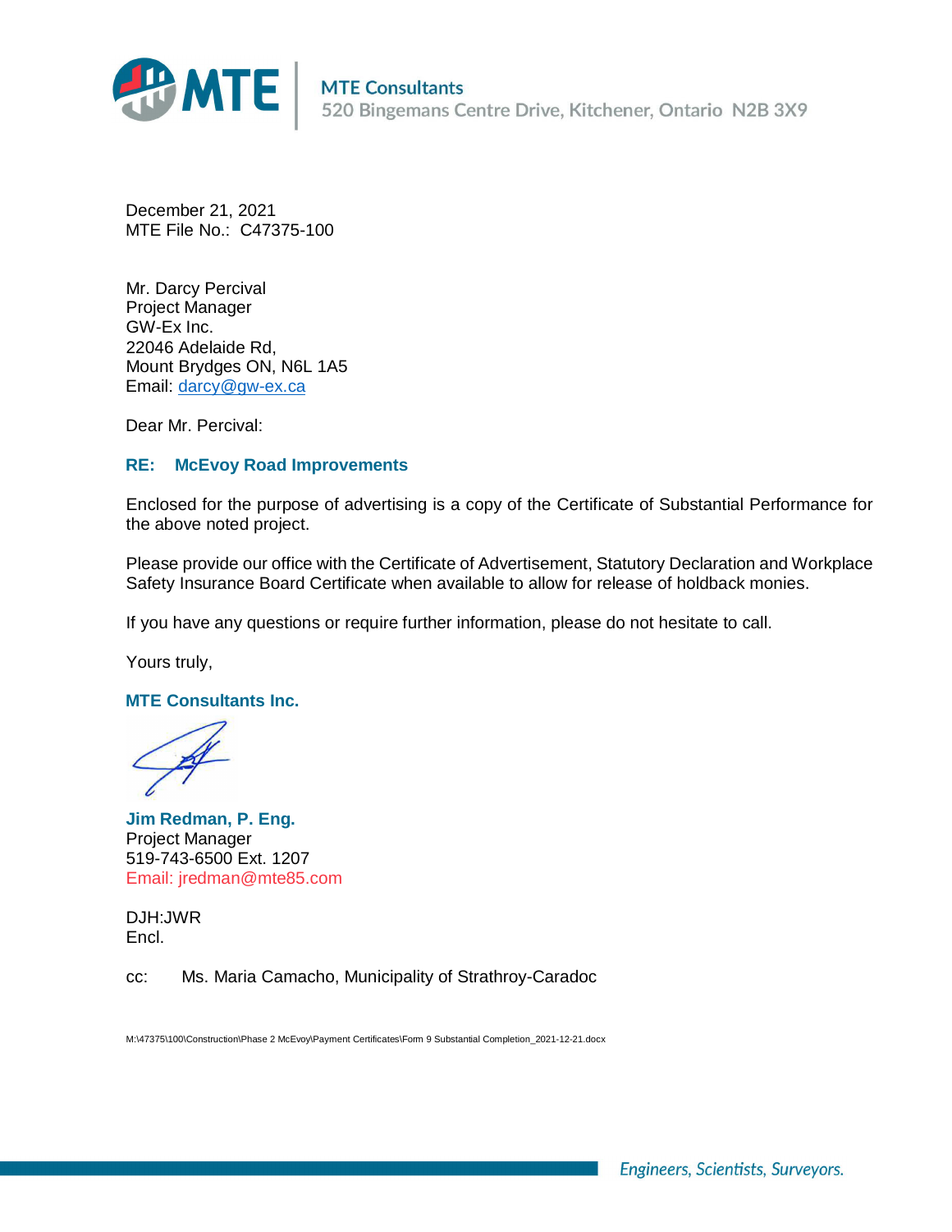MTE Consultants
520 Bingemans Centre Drive, Kitchener, Ontario N2B 3X9

December 21, 2021
MTE File No.: C47375-100

Mr. Darcy Percival
Project Manager
GW-Ex Inc.
22046 Adelaide Rd,
Mount Brydges ON, N6L 1A5
Email: darcy@gw-ex.ca

Dear Mr. Percival:

**RE: McEvoy Road Improvements**

Enclosed for the purpose of advertising is a copy of the Certificate of Substantial Performance for the above noted project.

Please provide our office with the Certificate of Advertisement, Statutory Declaration and Workplace Safety Insurance Board Certificate when available to allow for release of holdback monies.

If you have any questions or require further information, please do not hesitate to call.

Yours truly,

**MTE Consultants Inc.**

**Jim Redman, P. Eng.**
Project Manager
519-743-6500 Ext. 1207
Email: jredman@mte85.com

DJH:JWR
Encl.

cc: Ms. Maria Camacho, Municipality of Strathroy-Caradoc

M:\47375\100\Construction\Phase 2 McEvoy\Payment Certificates\Form 9 Substantial Completion_2021-12-21.docx

*Engineers, Scientists, Surveyors.*